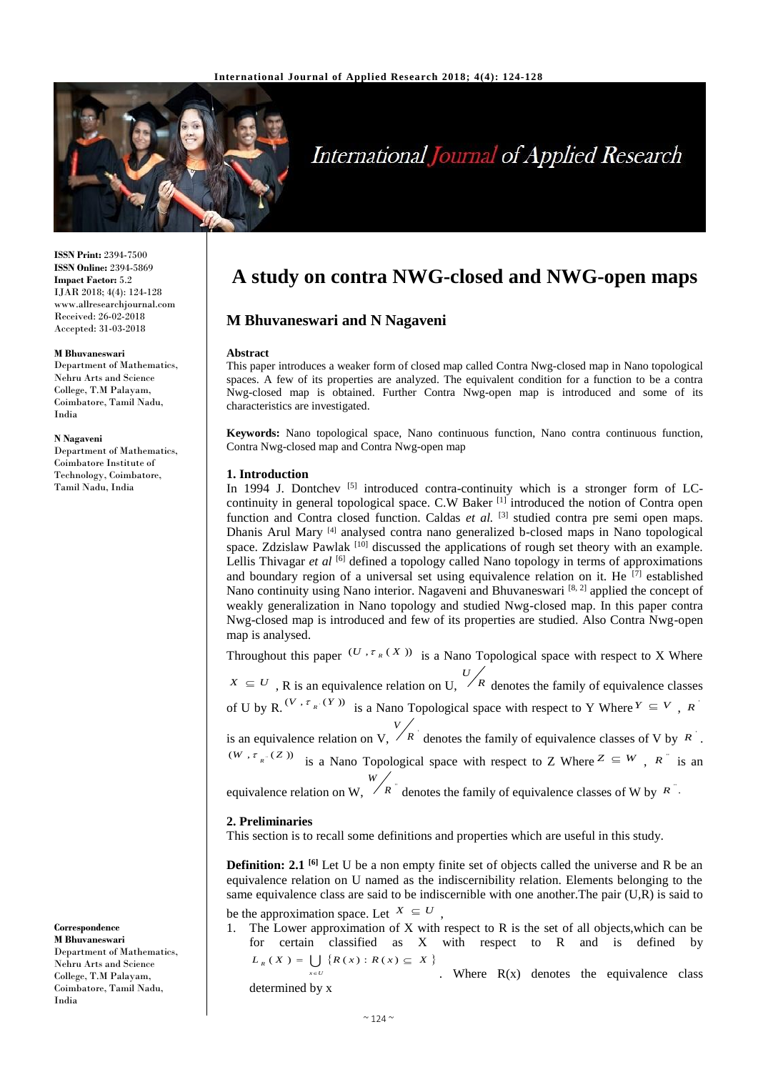# A study on contra NWG-closed and NWG-open maps

**M Bhuvaneswari and N Nagaveni**

**ISSN Print:** 2394-7500
**ISSN Online:** 2394-5869
**Impact Factor:** 5.2
IJAR 2018; 4(4): 124-128
www.allresearchjournal.com
Received: 26-02-2018
Accepted: 31-03-2018

**M Bhuvaneswari**
Department of Mathematics, Nehru Arts and Science College, T.M Palayam, Coimbatore, Tamil Nadu, India

**N Nagaveni**
Department of Mathematics, Coimbatore Institute of Technology, Coimbatore, Tamil Nadu, India

**Correspondence**
**M Bhuvaneswari**
Department of Mathematics, Nehru Arts and Science College, T.M Palayam, Coimbatore, Tamil Nadu, India

### Abstract

This paper introduces a weaker form of closed map called Contra Nwg-closed map in Nano topological spaces. A few of its properties are analyzed. The equivalent condition for a function to be a contra Nwg-closed map is obtained. Further Contra Nwg-open map is introduced and some of its characteristics are investigated.

**Keywords:** Nano topological space, Nano continuous function, Nano contra continuous function, Contra Nwg-closed map and Contra Nwg-open map

## 1. Introduction

In 1994 J. Dontchev [5] introduced contra-continuity which is a stronger form of LC-continuity in general topological space. C.W Baker [1] introduced the notion of Contra open function and Contra closed function. Caldas *et al.* [3] studied contra pre semi open maps. Dhanis Arul Mary [4] analysed contra nano generalized b-closed maps in Nano topological space. Zdzislaw Pawlak [10] discussed the applications of rough set theory with an example. Lellis Thivagar *et al* [6] defined a topology called Nano topology in terms of approximations and boundary region of a universal set using equivalence relation on it. He [7] established Nano continuity using Nano interior. Nagaveni and Bhuvaneswari [8, 2] applied the concept of weakly generalization in Nano topology and studied Nwg-closed map. In this paper contra Nwg-closed map is introduced and few of its properties are studied. Also Contra Nwg-open map is analysed.

Throughout this paper $(U, \tau_R(X))$ is a Nano Topological space with respect to X Where $X \subseteq U$, R is an equivalence relation on U, $U/R$ denotes the family of equivalence classes of U by R. $(V, \tau_{R'}(Y))$ is a Nano Topological space with respect to Y Where $Y \subseteq V$, $R'$ is an equivalence relation on V, $V/R'$ denotes the family of equivalence classes of V by $R'$. $(W, \tau_{R''}(Z))$ is a Nano Topological space with respect to Z Where $Z \subseteq W$, $R''$ is an equivalence relation on W, $W/R''$ denotes the family of equivalence classes of W by $R''$.

## 2. Preliminaries

This section is to recall some definitions and properties which are useful in this study.

**Definition: 2.1** [6] Let U be a non empty finite set of objects called the universe and R be an equivalence relation on U named as the indiscernibility relation. Elements belonging to the same equivalence class are said to be indiscernible with one another.The pair (U,R) is said to be the approximation space. Let $X \subseteq U$,

1. The Lower approximation of X with respect to R is the set of all objects,which can be for certain classified as X with respect to R and is defined by $L_R(X) = \bigcup_{x \in U} \{R(x) : R(x) \subseteq X\}$. Where R(x) denotes the equivalence class determined by x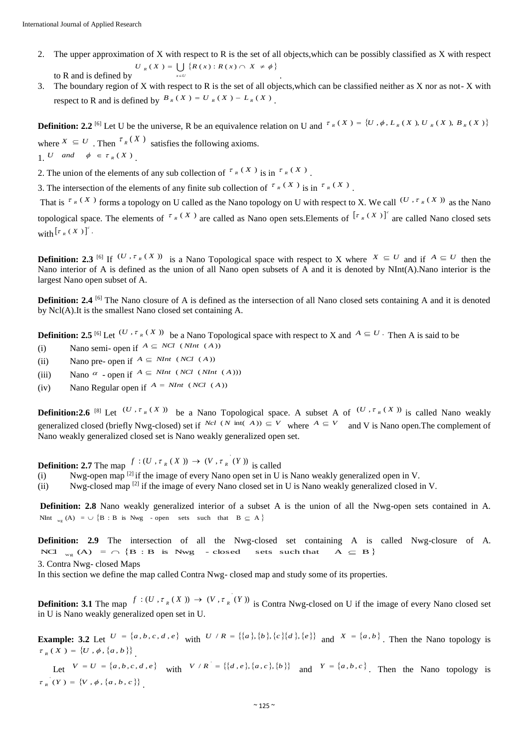2. The upper approximation of X with respect to R is the set of all objects,which can be possibly classified as X with respect to R and is defined by $U_R(X) = \bigcup_{x \in U} \{R(x) : R(x) \cap X \neq \phi\}$.
3. The boundary region of X with respect to R is the set of all objects,which can be classified neither as X nor as not- X with respect to R and is defined by $B_R(X) = U_R(X) - L_R(X)$.

**Definition: 2.2** [6] Let U be the universe, R be an equivalence relation on U and $\tau_R(X) = \{U, \phi, L_R(X), U_R(X), B_R(X)\}$ where $X \subseteq U$. Then $\tau_R(X)$ satisfies the following axioms.

1. $U$ and $\phi \in \tau_R(X)$.
2. The union of the elements of any sub collection of $\tau_R(X)$ is in $\tau_R(X)$.
3. The intersection of the elements of any finite sub collection of $\tau_R(X)$ is in $\tau_R(X)$.

That is $\tau_R(X)$ forms a topology on U called as the Nano topology on U with respect to X. We call $(U, \tau_R(X))$ as the Nano topological space. The elements of $\tau_R(X)$ are called as Nano open sets.Elements of $[\tau_R(X)]^c$ are called Nano closed sets with $[\tau_R(X)]^c$.

**Definition: 2.3** [6] If $(U, \tau_R(X))$ is a Nano Topological space with respect to X where $X \subseteq U$ and if $A \subseteq U$ then the Nano interior of A is defined as the union of all Nano open subsets of A and it is denoted by NInt(A).Nano interior is the largest Nano open subset of A.

**Definition: 2.4** [6] The Nano closure of A is defined as the intersection of all Nano closed sets containing A and it is denoted by Ncl(A).It is the smallest Nano closed set containing A.

**Definition: 2.5** [6] Let $(U, \tau_R(X))$ be a Nano Topological space with respect to X and $A \subseteq U$. Then A is said to be

(i) Nano semi- open if $A \subseteq NCl(NInt(A))$

(ii) Nano pre- open if $A \subseteq NInt(NCl(A))$

(iii) Nano $\alpha$ - open if $A \subseteq NInt(NCl(NInt(A)))$

(iv) Nano Regular open if $A = NInt(NCl(A))$

**Definition:2.6** [8] Let $(U, \tau_R(X))$ be a Nano Topological space. A subset A of $(U, \tau_R(X))$ is called Nano weakly generalized closed (briefly Nwg-closed) set if $Ncl(N\,\text{int}(A)) \subseteq V$ where $A \subseteq V$ and V is Nano open.The complement of Nano weakly generalized closed set is Nano weakly generalized open set.

**Definition: 2.7** The map $f : (U, \tau_R(X)) \rightarrow (V, \tau_{R'}(Y))$ is called

(i) Nwg-open map [2] if the image of every Nano open set in U is Nano weakly generalized open in V.

(ii) Nwg-closed map [2] if the image of every Nano closed set in U is Nano weakly generalized closed in V.

**Definition: 2.8** Nano weakly generalized interior of a subset A is the union of all the Nwg-open sets contained in A. $\text{NInt}_{wg}(A) = \cup \{B : B \text{ is Nwg - open sets such that } B \subseteq A\}$

**Definition: 2.9** The intersection of all the Nwg-closed set containing A is called Nwg-closure of A. $\text{NCl}_{wg}(A) = \cap \{B : B \text{ is Nwg - closed sets such that } A \subseteq B\}$

3. Contra Nwg- closed Maps

In this section we define the map called Contra Nwg- closed map and study some of its properties.

**Definition: 3.1** The map $f : (U, \tau_R(X)) \rightarrow (V, \tau_{R'}(Y))$ is Contra Nwg-closed on U if the image of every Nano closed set in U is Nano weakly generalized open set in U.

**Example: 3.2** Let $U = \{a, b, c, d, e\}$ with $U / R = \{\{a\}, \{b\}, \{c\}\{d\}, \{e\}\}$ and $X = \{a, b\}$. Then the Nano topology is $\tau_R(X) = \{U, \phi, \{a, b\}\}$.

Let $V = U = \{a, b, c, d, e\}$ with $V / R' = \{\{d, e\}, \{a, c\}, \{b\}\}$ and $Y = \{a, b, c\}$. Then the Nano topology is $\tau_{R'}(Y) = \{V, \phi, \{a, b, c\}\}$.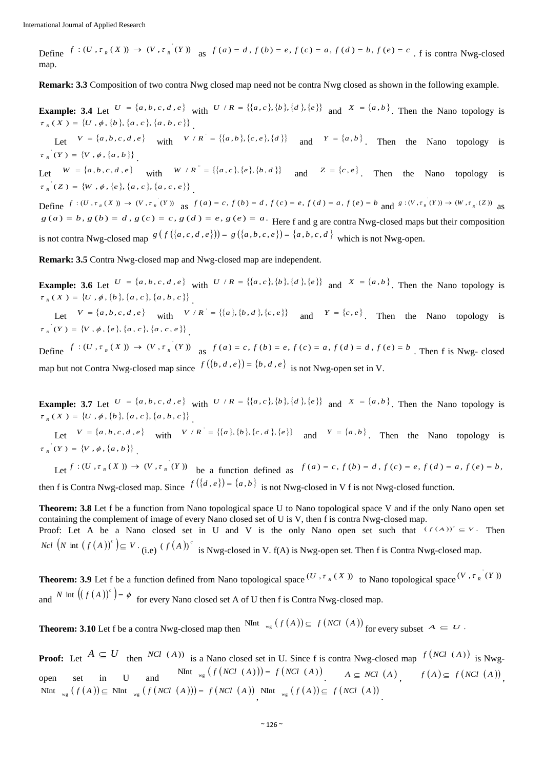Define $f:(U,\tau_R(X)) \to (V,\tau_R^{'}(Y))$ as $f(a)=d, f(b)=e, f(c)=a, f(d)=b, f(e)=c$. f is contra Nwg-closed map.

**Remark: 3.3** Composition of two contra Nwg closed map need not be contra Nwg closed as shown in the following example.

**Example: 3.4** Let $U=\{a,b,c,d,e\}$ with $U/R=\{\{a,c\},\{b\},\{d\},\{e\}\}$ and $X=\{a,b\}$. Then the Nano topology is $\tau_R(X)=\{U,\phi,\{b\},\{a,c\},\{a,b,c\}\}$.

Let $V=\{a,b,c,d,e\}$ with $V/R^{'}=\{\{a,b\},\{c,e\},\{d\}\}$ and $Y=\{a,b\}$. Then the Nano topology is $\tau_R^{'}(Y)=\{V,\phi,\{a,b\}\}$.

Let $W=\{a,b,c,d,e\}$ with $W/R^{''}=\{\{a,c\},\{e\},\{b,d\}\}$ and $Z=\{c,e\}$. Then the Nano topology is $\tau_R^{'}(Z)=\{W,\phi,\{e\},\{a,c\},\{a,c,e\}\}$.

Define $f:(U,\tau_R(X)) \to (V,\tau_R^{'}(Y))$ as $f(a)=c, f(b)=d, f(c)=e, f(d)=a, f(e)=b$ and $g:(V,\tau_R^{'}(Y)) \to (W,\tau_{R^{''}}(Z))$ as $g(a)=b, g(b)=d, g(c)=c, g(d)=e, g(e)=a$. Here f and g are contra Nwg-closed maps but their composition is not contra Nwg-closed map $g(f(\{a,c,d,e\}))=g(\{a,b,c,e\})=\{a,b,c,d\}$ which is not Nwg-open.

**Remark: 3.5** Contra Nwg-closed map and Nwg-closed map are independent.

**Example: 3.6** Let $U=\{a,b,c,d,e\}$ with $U/R=\{\{a,c\},\{b\},\{d\},\{e\}\}$ and $X=\{a,b\}$. Then the Nano topology is $\tau_R(X)=\{U,\phi,\{b\},\{a,c\},\{a,b,c\}\}$.

Let $V=\{a,b,c,d,e\}$ with $V/R^{'}=\{\{a\},\{b,d\},\{c,e\}\}$ and $Y=\{c,e\}$. Then the Nano topology is $\tau_R^{'}(Y)=\{V,\phi,\{e\},\{a,c\},\{a,c,e\}\}$.

Define $f:(U,\tau_R(X)) \to (V,\tau_R^{'}(Y))$ as $f(a)=c, f(b)=e, f(c)=a, f(d)=d, f(e)=b$. Then f is Nwg- closed map but not Contra Nwg-closed map since $f(\{b,d,e\})=\{b,d,e\}$ is not Nwg-open set in V.

**Example: 3.7** Let $U=\{a,b,c,d,e\}$ with $U/R=\{\{a,c\},\{b\},\{d\},\{e\}\}$ and $X=\{a,b\}$. Then the Nano topology is $\tau_R(X)=\{U,\phi,\{b\},\{a,c\},\{a,b,c\}\}$.

Let $V=\{a,b,c,d,e\}$ with $V/R^{'}=\{\{a\},\{b\},\{c,d\},\{e\}\}$ and $Y=\{a,b\}$. Then the Nano topology is $\tau_R^{'}(Y)=\{V,\phi,\{a,b\}\}$.

Let $f:(U,\tau_R(X)) \to (V,\tau_R^{'}(Y))$ be a function defined as $f(a)=c, f(b)=d, f(c)=e, f(d)=a, f(e)=b$, then f is Contra Nwg-closed map. Since $f(\{d,e\})=\{a,b\}$ is not Nwg-closed in V f is not Nwg-closed function.

**Theorem: 3.8** Let f be a function from Nano topological space U to Nano topological space V and if the only Nano open set containing the complement of image of every Nano closed set of U is V, then f is contra Nwg-closed map.
Proof: Let A be a Nano closed set in U and V is the only Nano open set such that $(f(A))^c \subseteq V$. Then $Ncl\left(N\text{ int}\left(f(A)\right)^c\right) \subseteq V$. (i.e) $(f(A))^c$ is Nwg-closed in V. f(A) is Nwg-open set. Then f is Contra Nwg-closed map.

**Theorem: 3.9** Let f be a function defined from Nano topological space $(U,\tau_R(X))$ to Nano topological space $(V,\tau_R^{'}(Y))$ and $N\text{ int}\left(\left(f(A)\right)^c\right)=\phi$ for every Nano closed set A of U then f is Contra Nwg-closed map.

**Theorem: 3.10** Let f be a contra Nwg-closed map then $\text{NInt}_{wg}\left(f(A)\right) \subseteq f\left(NCl(A)\right)$ for every subset $A \subseteq U$.

**Proof:** Let $A \subseteq U$ then $NCl(A))$ is a Nano closed set in U. Since f is contra Nwg-closed map $f(NCl(A))$ is Nwg-open set in U and $\text{NInt}_{wg}\left(f\left(NCl(A)\right)\right)=f\left(NCl(A)\right)$. $A \subseteq NCl(A)$, $f(A) \subseteq f(NCl(A))$, $\text{NInt}_{wg}\left(f(A)\right) \subseteq \text{NInt}_{wg}\left(f\left(NCl(A)\right)\right)=f\left(NCl(A)\right)$, $\text{NInt}_{wg}\left(f(A)\right) \subseteq f\left(NCl(A)\right)$.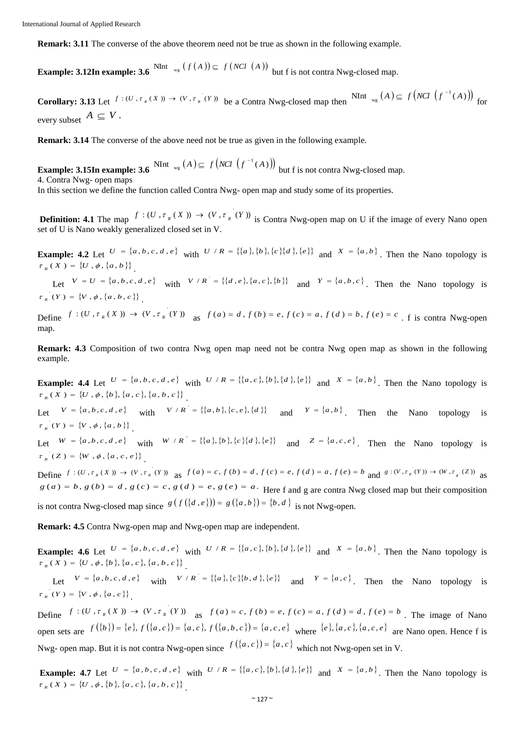**Remark: 3.11** The converse of the above theorem need not be true as shown in the following example.

**Example: 3.12In example: 3.6** $\text{NInt}_{wg}\left(f\left(A\right)\right)\subseteq f\left(NCl\left(A\right)\right)$ but f is not contra Nwg-closed map.

**Corollary: 3.13** Let $f:(U,\tau_R(X))\to(V,\tau_R^{'}(Y))$ be a Contra Nwg-closed map then $\text{NInt}_{wg}\left(A\right)\subseteq f\left(NCl\left(f^{-1}(A)\right)\right)$ for every subset $A\subseteq V$.

**Remark: 3.14** The converse of the above need not be true as given in the following example.

**Example: 3.15In example: 3.6** $\text{NInt}_{wg}\left(A\right)\subseteq f\left(NCl\left(f^{-1}(A)\right)\right)$ but f is not contra Nwg-closed map.

## 4. Contra Nwg- open maps

In this section we define the function called Contra Nwg- open map and study some of its properties.

**Definition: 4.1** The map $f:(U,\tau_R(X))\to(V,\tau_R^{'}(Y))$ is Contra Nwg-open map on U if the image of every Nano open set of U is Nano weakly generalized closed set in V.

**Example: 4.2** Let $U=\{a,b,c,d,e\}$ with $U/R=\{\{a\},\{b\},\{c\}\{d\},\{e\}\}$ and $X=\{a,b\}$. Then the Nano topology is $\tau_R(X)=\{U,\phi,\{a,b\}\}$.

Let $V=U=\{a,b,c,d,e\}$ with $V/R^{'}=\{\{d,e\},\{a,c\},\{b\}\}$ and $Y=\{a,b,c\}$. Then the Nano topology is $\tau_R^{'}(Y)=\{V,\phi,\{a,b,c\}\}$.

Define $f:(U,\tau_R(X))\to(V,\tau_R^{'}(Y))$ as $f(a)=d,f(b)=e,f(c)=a,f(d)=b,f(e)=c$. f is contra Nwg-open map.

**Remark: 4.3** Composition of two contra Nwg open map need not be contra Nwg open map as shown in the following example.

**Example: 4.4** Let $U=\{a,b,c,d,e\}$ with $U/R=\{\{a,c\},\{b\},\{d\},\{e\}\}$ and $X=\{a,b\}$. Then the Nano topology is $\tau_R(X)=\{U,\phi,\{b\},\{a,c\},\{a,b,c\}\}$.

Let $V=\{a,b,c,d,e\}$ with $V/R^{'}=\{\{a,b\},\{c,e\},\{d\}\}$ and $Y=\{a,b\}$. Then the Nano topology is $\tau_R^{'}(Y)=\{V,\phi,\{a,b\}\}$.

Let $W=\{a,b,c,d,e\}$ with $W/R^{''}=\{\{a\},\{b\},\{c\}\{d\},\{e\}\}$ and $Z=\{a,c,e\}$. Then the Nano topology is $\tau_R^{'}(Z)=\{W,\phi,\{a,c,e\}\}$.

Define $f:(U,\tau_R(X))\to(V,\tau_R^{'}(Y))$ as $f(a)=c,f(b)=d,f(c)=e,f(d)=a,f(e)=b$ and $g:(V,\tau_R^{'}(Y))\to(W,\tau_{R^{''}}(Z))$ as $g(a)=b,g(b)=d,g(c)=c,g(d)=e,g(e)=a$. Here f and g are contra Nwg closed map but their composition is not contra Nwg-closed map since $g\left(f\left(\{d,e\}\right)\right)=g\left(\{a,b\}\right)=\{b,d\}$ is not Nwg-open.

**Remark: 4.5** Contra Nwg-open map and Nwg-open map are independent.

**Example: 4.6** Let $U=\{a,b,c,d,e\}$ with $U/R=\{\{a,c\},\{b\},\{d\},\{e\}\}$ and $X=\{a,b\}$. Then the Nano topology is $\tau_R(X)=\{U,\phi,\{b\},\{a,c\},\{a,b,c\}\}$.

Let $V=\{a,b,c,d,e\}$ with $V/R^{'}=\{\{a\},\{c\}\{b,d\},\{e\}\}$ and $Y=\{a,c\}$. Then the Nano topology is $\tau_R^{'}(Y)=\{V,\phi,\{a,c\}\}$.

Define $f:(U,\tau_R(X))\to(V,\tau_R^{'}(Y))$ as $f(a)=c,f(b)=e,f(c)=a,f(d)=d,f(e)=b$. The image of Nano open sets are $f\left(\{b\}\right)=\{e\},f\left(\{a,c\}\right)=\{a,c\},f\left(\{a,b,c\}\right)=\{a,c,e\}$ where $\{e\},\{a,c\},\{a,c,e\}$ are Nano open. Hence f is Nwg- open map. But it is not contra Nwg-open since $f\left(\{a,c\}\right)=\{a,c\}$ which not Nwg-open set in V.

**Example: 4.7** Let $U=\{a,b,c,d,e\}$ with $U/R=\{\{a,c\},\{b\},\{d\},\{e\}\}$ and $X=\{a,b\}$. Then the Nano topology is $\tau_R(X)=\{U,\phi,\{b\},\{a,c\},\{a,b,c\}\}$.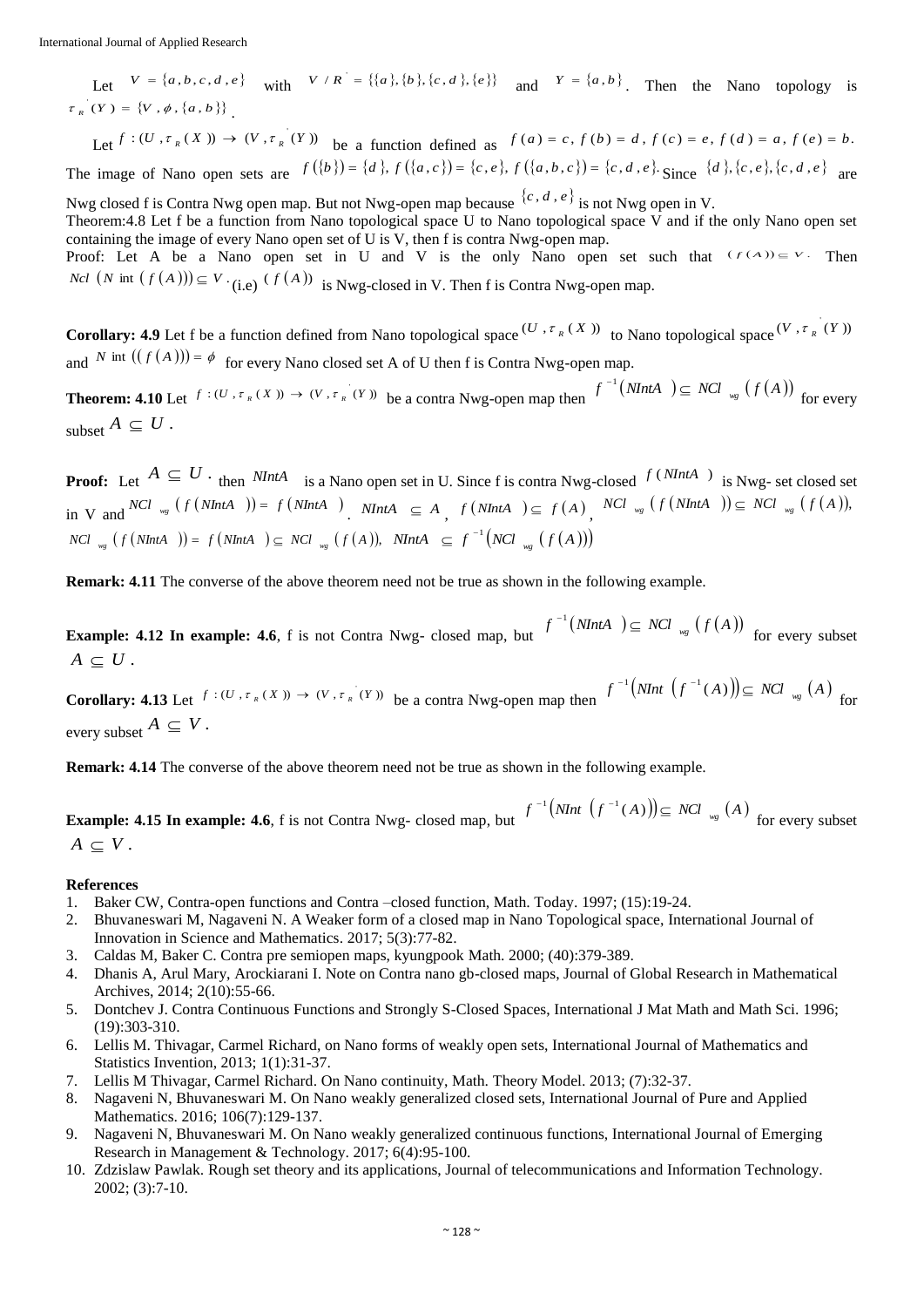Let $V = \{a, b, c, d, e\}$ with $V / R' = \{\{a\}, \{b\}, \{c, d\}, \{e\}\}$ and $Y = \{a, b\}$. Then the Nano topology is $\tau_R'(Y) = \{V, \phi, \{a, b\}\}$.

Let $f : (U, \tau_R(X)) \to (V, \tau_R'(Y))$ be a function defined as $f(a) = c,\ f(b) = d,\ f(c) = e,\ f(d) = a,\ f(e) = b$. The image of Nano open sets are $f(\{b\}) = \{d\},\ f(\{a, c\}) = \{c, e\},\ f(\{a, b, c\}) = \{c, d, e\}$. Since $\{d\}, \{c, e\}, \{c, d, e\}$ are Nwg closed f is Contra Nwg open map. But not Nwg-open map because $\{c, d, e\}$ is not Nwg open in V.

Theorem:4.8 Let f be a function from Nano topological space U to Nano topological space V and if the only Nano open set containing the image of every Nano open set of U is V, then f is contra Nwg-open map.

Proof: Let A be a Nano open set in U and V is the only Nano open set such that $(f(A)) \subseteq V$. Then $Ncl\,(N\text{ int}\,(f(A))) \subseteq V$. (i.e) $(f(A))$ is Nwg-closed in V. Then f is Contra Nwg-open map.

**Corollary: 4.9** Let f be a function defined from Nano topological space $(U, \tau_R(X))$ to Nano topological space $(V, \tau_R'(Y))$ and $N\text{ int}\,((f(A))) = \phi$ for every Nano closed set A of U then f is Contra Nwg-open map.

**Theorem: 4.10** Let $f : (U, \tau_R(X)) \to (V, \tau_R'(Y))$ be a contra Nwg-open map then $f^{-1}(NIntA) \subseteq NCl_{wg}(f(A))$ for every subset $A \subseteq U$.

**Proof:** Let $A \subseteq U$. then $NIntA$ is a Nano open set in U. Since f is contra Nwg-closed $f(NIntA)$ is Nwg- set closed set in V and $NCl_{wg}(f(NIntA)) = f(NIntA)$. $NIntA \subseteq A$, $f(NIntA) \subseteq f(A)$, $NCl_{wg}(f(NIntA)) \subseteq NCl_{wg}(f(A))$, $NCl_{wg}(f(NIntA)) = f(NIntA) \subseteq NCl_{wg}(f(A))$, $NIntA \subseteq f^{-1}(NCl_{wg}(f(A)))$

**Remark: 4.11** The converse of the above theorem need not be true as shown in the following example.

**Example: 4.12 In example: 4.6**, f is not Contra Nwg- closed map, but $f^{-1}(NIntA) \subseteq NCl_{wg}(f(A))$ for every subset $A \subseteq U$.

**Corollary: 4.13** Let $f : (U, \tau_R(X)) \to (V, \tau_R'(Y))$ be a contra Nwg-open map then $f^{-1}(NInt\,(f^{-1}(A))) \subseteq NCl_{wg}(A)$ for every subset $A \subseteq V$.

**Remark: 4.14** The converse of the above theorem need not be true as shown in the following example.

**Example: 4.15 In example: 4.6**, f is not Contra Nwg- closed map, but $f^{-1}(NInt\,(f^{-1}(A))) \subseteq NCl_{wg}(A)$ for every subset $A \subseteq V$.

## References

1. Baker CW, Contra-open functions and Contra –closed function, Math. Today. 1997; (15):19-24.
2. Bhuvaneswari M, Nagaveni N. A Weaker form of a closed map in Nano Topological space, International Journal of Innovation in Science and Mathematics. 2017; 5(3):77-82.
3. Caldas M, Baker C. Contra pre semiopen maps, kyungpook Math. 2000; (40):379-389.
4. Dhanis A, Arul Mary, Arockiarani I. Note on Contra nano gb-closed maps, Journal of Global Research in Mathematical Archives, 2014; 2(10):55-66.
5. Dontchev J. Contra Continuous Functions and Strongly S-Closed Spaces, International J Mat Math and Math Sci. 1996; (19):303-310.
6. Lellis M. Thivagar, Carmel Richard, on Nano forms of weakly open sets, International Journal of Mathematics and Statistics Invention, 2013; 1(1):31-37.
7. Lellis M Thivagar, Carmel Richard. On Nano continuity, Math. Theory Model. 2013; (7):32-37.
8. Nagaveni N, Bhuvaneswari M. On Nano weakly generalized closed sets, International Journal of Pure and Applied Mathematics. 2016; 106(7):129-137.
9. Nagaveni N, Bhuvaneswari M. On Nano weakly generalized continuous functions, International Journal of Emerging Research in Management & Technology. 2017; 6(4):95-100.
10. Zdzislaw Pawlak. Rough set theory and its applications, Journal of telecommunications and Information Technology. 2002; (3):7-10.